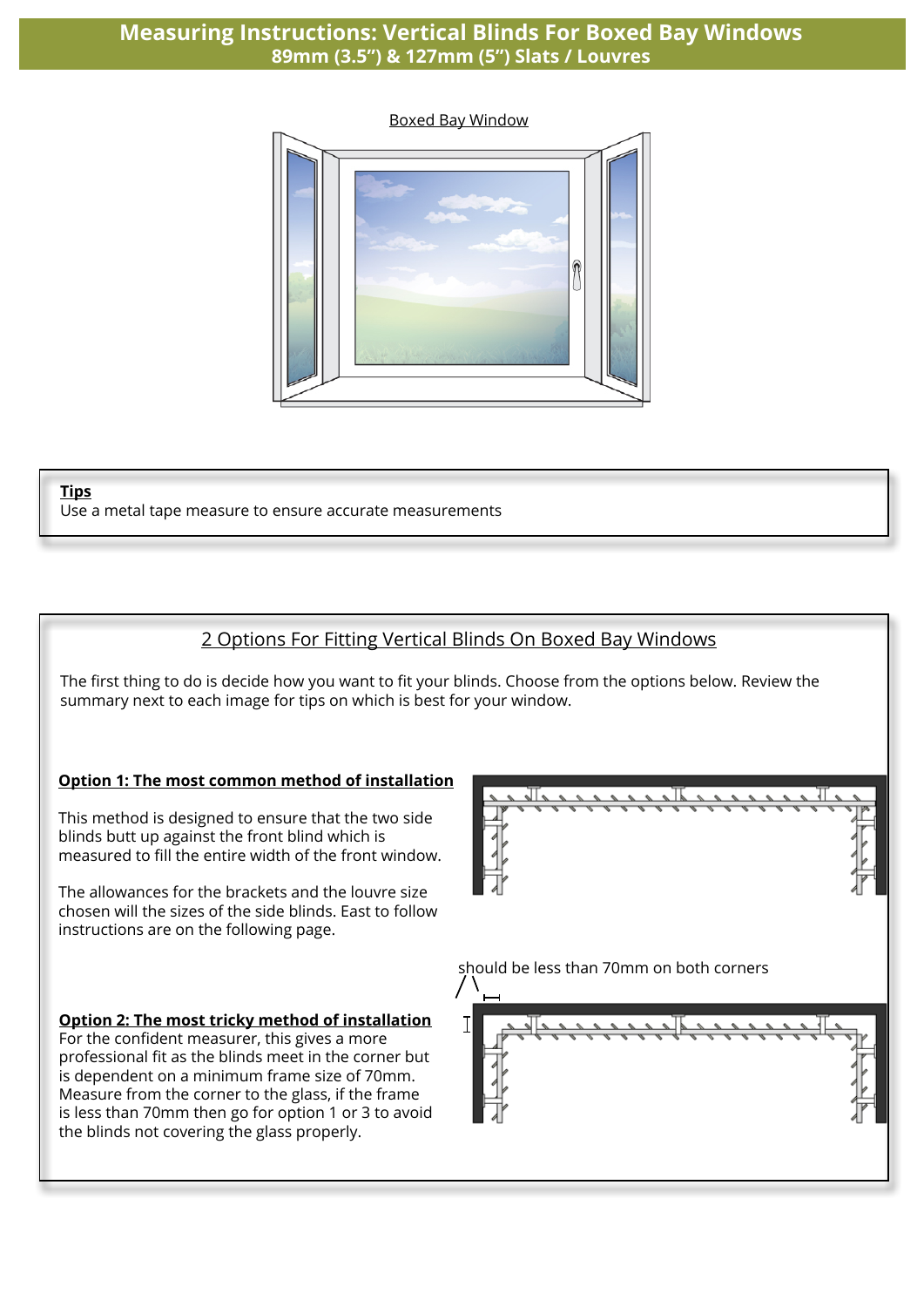# Measuring Instructions: Vertical Blinds For Boxed Bay Windows

## 89mm (3.5") & 127mm (5") Slats / Louvres

Boxed Bay Window

**Tips**

Use a metal tape measure to ensure accurate measurements

## 2 Options For Fitting Vertical Blinds On Boxed Bay Windows

The first thing to do is decide how you want to fit your blinds. Choose from the options below. Review the summary next to each image for tips on which is best for your window.

**Option 1: The most common method of installation**

This method is designed to ensure that the two side blinds butt up against the front blind which is measured to fill the entire width of the front window.

The allowances for the brackets and the louvre size chosen will the sizes of the side blinds. East to follow instructions are on the following page.

should be less than 70mm on both corners

**Option 2: The most tricky method of installation**

For the confident measurer, this gives a more professional fit as the blinds meet in the corner but is dependent on a minimum frame size of 70mm. Measure from the corner to the glass, if the frame is less than 70mm then go for option 1 or 3 to avoid the blinds not covering the glass properly.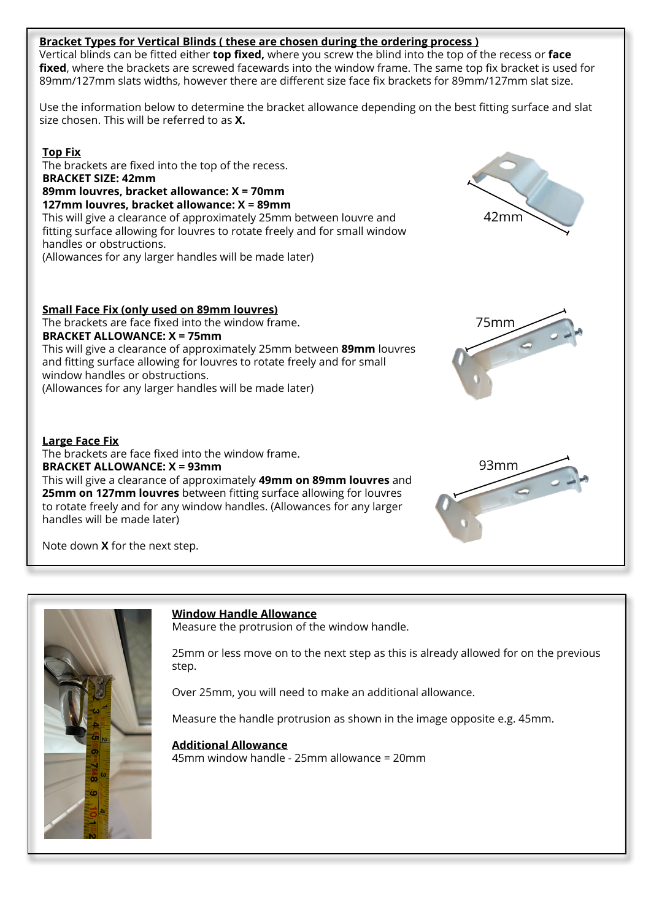**Bracket Types for Vertical Blinds ( these are chosen during the ordering process )**

Vertical blinds can be fitted either **top fixed,** where you screw the blind into the top of the recess or **face fixed**, where the brackets are screwed facewards into the window frame. The same top fix bracket is used for 89mm/127mm slats widths, however there are different size face fix brackets for 89mm/127mm slat size.

Use the information below to determine the bracket allowance depending on the best fitting surface and slat size chosen. This will be referred to as **X.**

**Top Fix**

The brackets are fixed into the top of the recess.
**BRACKET SIZE: 42mm**
**89mm louvres, bracket allowance: X = 70mm**
**127mm louvres, bracket allowance: X = 89mm**
This will give a clearance of approximately 25mm between louvre and fitting surface allowing for louvres to rotate freely and for small window handles or obstructions.
(Allowances for any larger handles will be made later)

42mm

**Small Face Fix (only used on 89mm louvres)**

The brackets are face fixed into the window frame.
**BRACKET ALLOWANCE: X = 75mm**
This will give a clearance of approximately 25mm between **89mm** louvres and fitting surface allowing for louvres to rotate freely and for small window handles or obstructions.
(Allowances for any larger handles will be made later)

75mm

**Large Face Fix**

The brackets are face fixed into the window frame.
**BRACKET ALLOWANCE: X = 93mm**
This will give a clearance of approximately **49mm on 89mm louvres** and **25mm on 127mm louvres** between fitting surface allowing for louvres to rotate freely and for any window handles. (Allowances for any larger handles will be made later)

93mm

Note down **X** for the next step.

**Window Handle Allowance**

Measure the protrusion of the window handle.

25mm or less move on to the next step as this is already allowed for on the previous step.

Over 25mm, you will need to make an additional allowance.

Measure the handle protrusion as shown in the image opposite e.g. 45mm.

**Additional Allowance**

45mm window handle - 25mm allowance = 20mm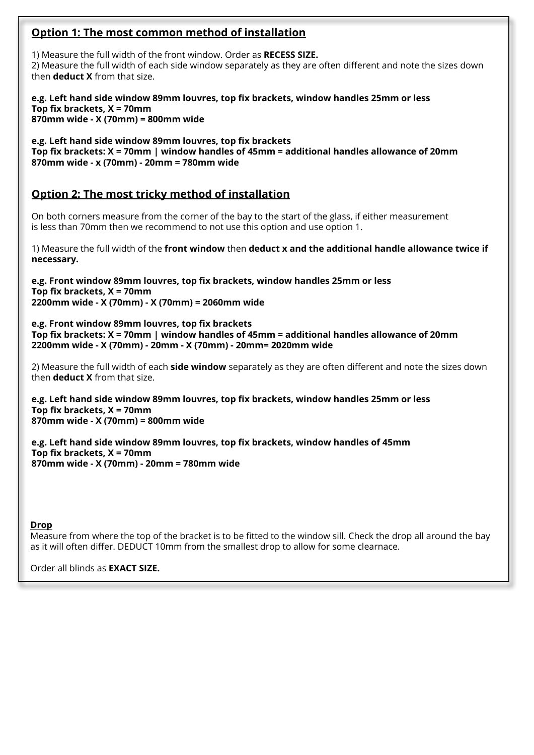## Option 1: The most common method of installation

1) Measure the full width of the front window. Order as **RECESS SIZE.**
2) Measure the full width of each side window separately as they are often different and note the sizes down then **deduct X** from that size.

**e.g. Left hand side window 89mm louvres, top fix brackets, window handles 25mm or less**
**Top fix brackets, X = 70mm**
**870mm wide - X (70mm) = 800mm wide**

**e.g. Left hand side window 89mm louvres, top fix brackets**
**Top fix brackets: X = 70mm | window handles of 45mm = additional handles allowance of 20mm**
**870mm wide - x (70mm) - 20mm = 780mm wide**

## Option 2: The most tricky method of installation

On both corners measure from the corner of the bay to the start of the glass, if either measurement is less than 70mm then we recommend to not use this option and use option 1.

1) Measure the full width of the **front window** then **deduct x and the additional handle allowance twice if necessary.**

**e.g. Front window 89mm louvres, top fix brackets, window handles 25mm or less**
**Top fix brackets, X = 70mm**
**2200mm wide - X (70mm) - X (70mm) = 2060mm wide**

**e.g. Front window 89mm louvres, top fix brackets**
**Top fix brackets: X = 70mm | window handles of 45mm = additional handles allowance of 20mm**
**2200mm wide - X (70mm) - 20mm - X (70mm) - 20mm= 2020mm wide**

2) Measure the full width of each **side window** separately as they are often different and note the sizes down then **deduct X** from that size.

**e.g. Left hand side window 89mm louvres, top fix brackets, window handles 25mm or less**
**Top fix brackets, X = 70mm**
**870mm wide - X (70mm) = 800mm wide**

**e.g. Left hand side window 89mm louvres, top fix brackets, window handles of 45mm**
**Top fix brackets, X = 70mm**
**870mm wide - X (70mm) - 20mm = 780mm wide**

### Drop

Measure from where the top of the bracket is to be fitted to the window sill. Check the drop all around the bay as it will often differ. DEDUCT 10mm from the smallest drop to allow for some clearnace.

Order all blinds as **EXACT SIZE.**